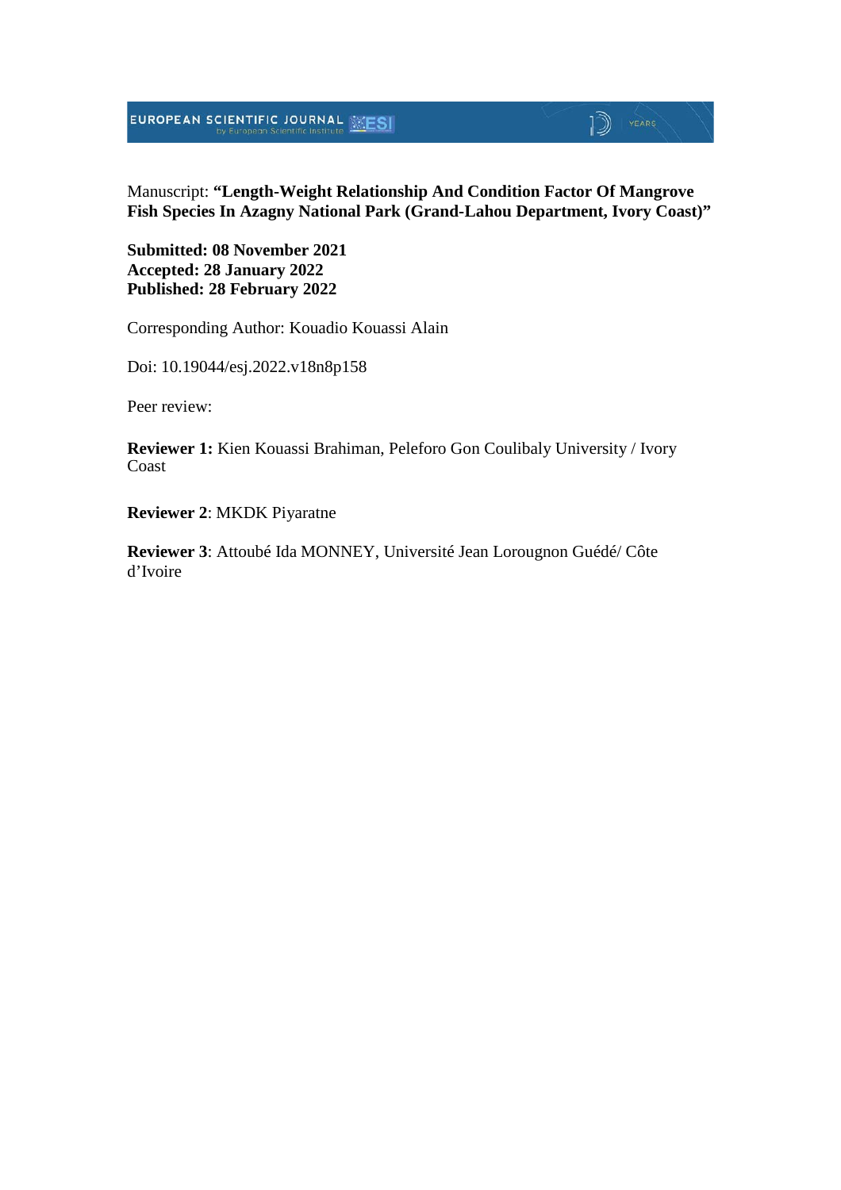Manuscript: **"Length-Weight Relationship And Condition Factor Of Mangrove Fish Species In Azagny National Park (Grand-Lahou Department, Ivory Coast)"**

**Submitted: 08 November 2021**
**Accepted: 28 January 2022**
**Published: 28 February 2022**

Corresponding Author: Kouadio Kouassi Alain

Doi: 10.19044/esj.2022.v18n8p158

Peer review:

**Reviewer 1:** Kien Kouassi Brahiman, Peleforo Gon Coulibaly University / Ivory Coast

**Reviewer 2**: MKDK Piyaratne

**Reviewer 3**: Attoubé Ida MONNEY, Université Jean Lorougnon Guédé/ Côte d'Ivoire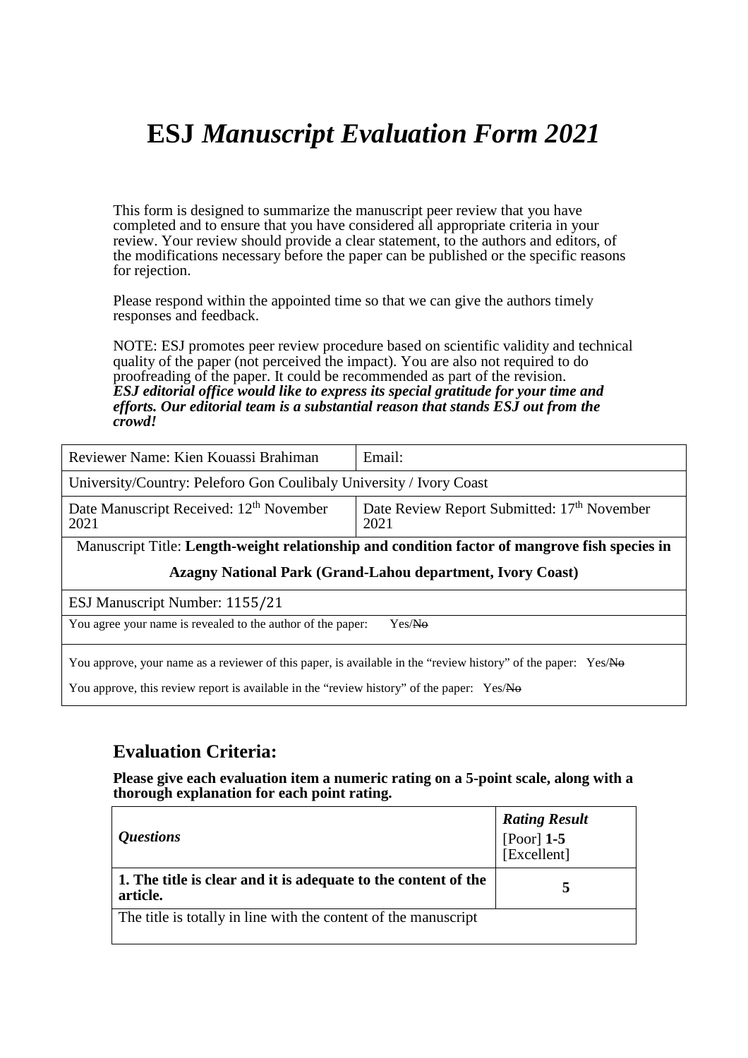# ESJ *Manuscript Evaluation Form 2021*

This form is designed to summarize the manuscript peer review that you have completed and to ensure that you have considered all appropriate criteria in your review. Your review should provide a clear statement, to the authors and editors, of the modifications necessary before the paper can be published or the specific reasons for rejection.

Please respond within the appointed time so that we can give the authors timely responses and feedback.

NOTE: ESJ promotes peer review procedure based on scientific validity and technical quality of the paper (not perceived the impact). You are also not required to do proofreading of the paper. It could be recommended as part of the revision.
***ESJ editorial office would like to express its special gratitude for your time and efforts. Our editorial team is a substantial reason that stands ESJ out from the crowd!***

| Reviewer Name: Kien Kouassi Brahiman | Email: |
|---|---|
| University/Country: Peleforo Gon Coulibaly University / Ivory Coast | |
| Date Manuscript Received: 12th November 2021 | Date Review Report Submitted: 17th November 2021 |
| Manuscript Title: **Length-weight relationship and condition factor of mangrove fish species in Azagny National Park (Grand-Lahou department, Ivory Coast)** | |
| ESJ Manuscript Number: 1155/21 | |
| You agree your name is revealed to the author of the paper: Yes/~~No~~ | |
| You approve, your name as a reviewer of this paper, is available in the "review history" of the paper: Yes/~~No~~<br>You approve, this review report is available in the "review history" of the paper: Yes/~~No~~ | |

## Evaluation Criteria:

**Please give each evaluation item a numeric rating on a 5-point scale, along with a thorough explanation for each point rating.**

| *Questions* | ***Rating Result*** [Poor] **1-5** [Excellent] |
|---|---|
| **1. The title is clear and it is adequate to the content of the article.** | **5** |
| The title is totally in line with the content of the manuscript | |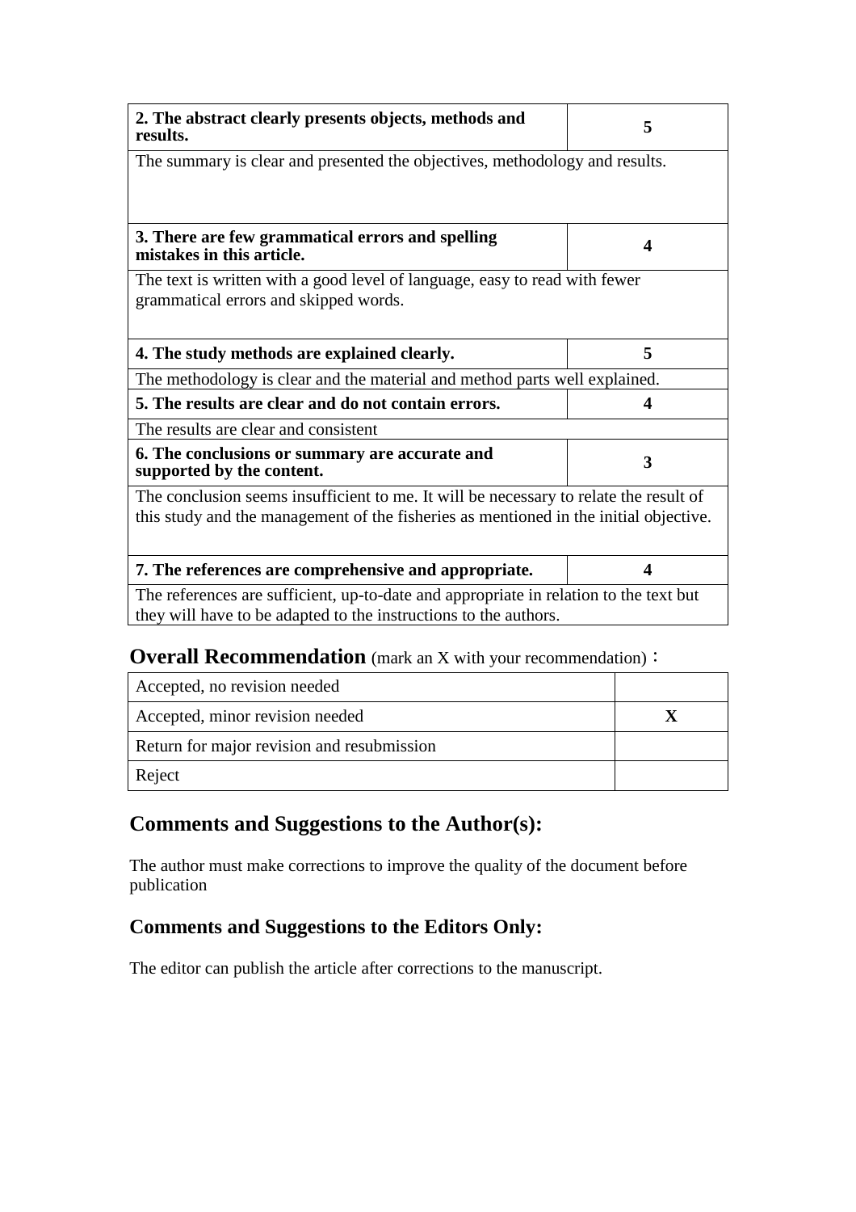| 2. The abstract clearly presents objects, methods and results. | 5 |
|---|---|
| The summary is clear and presented the objectives, methodology and results. | |
| **3. There are few grammatical errors and spelling mistakes in this article.** | **4** |
| The text is written with a good level of language, easy to read with fewer grammatical errors and skipped words. | |
| **4. The study methods are explained clearly.** | **5** |
| The methodology is clear and the material and method parts well explained. | |
| **5. The results are clear and do not contain errors.** | **4** |
| The results are clear and consistent | |
| **6. The conclusions or summary are accurate and supported by the content.** | **3** |
| The conclusion seems insufficient to me. It will be necessary to relate the result of this study and the management of the fisheries as mentioned in the initial objective. | |
| **7. The references are comprehensive and appropriate.** | **4** |
| The references are sufficient, up-to-date and appropriate in relation to the text but they will have to be adapted to the instructions to the authors. | |

## Overall Recommendation (mark an X with your recommendation)：

| Recommendation | |
|---|---|
| Accepted, no revision needed | |
| Accepted, minor revision needed | X |
| Return for major revision and resubmission | |
| Reject | |

## Comments and Suggestions to the Author(s):

The author must make corrections to improve the quality of the document before publication

## Comments and Suggestions to the Editors Only:

The editor can publish the article after corrections to the manuscript.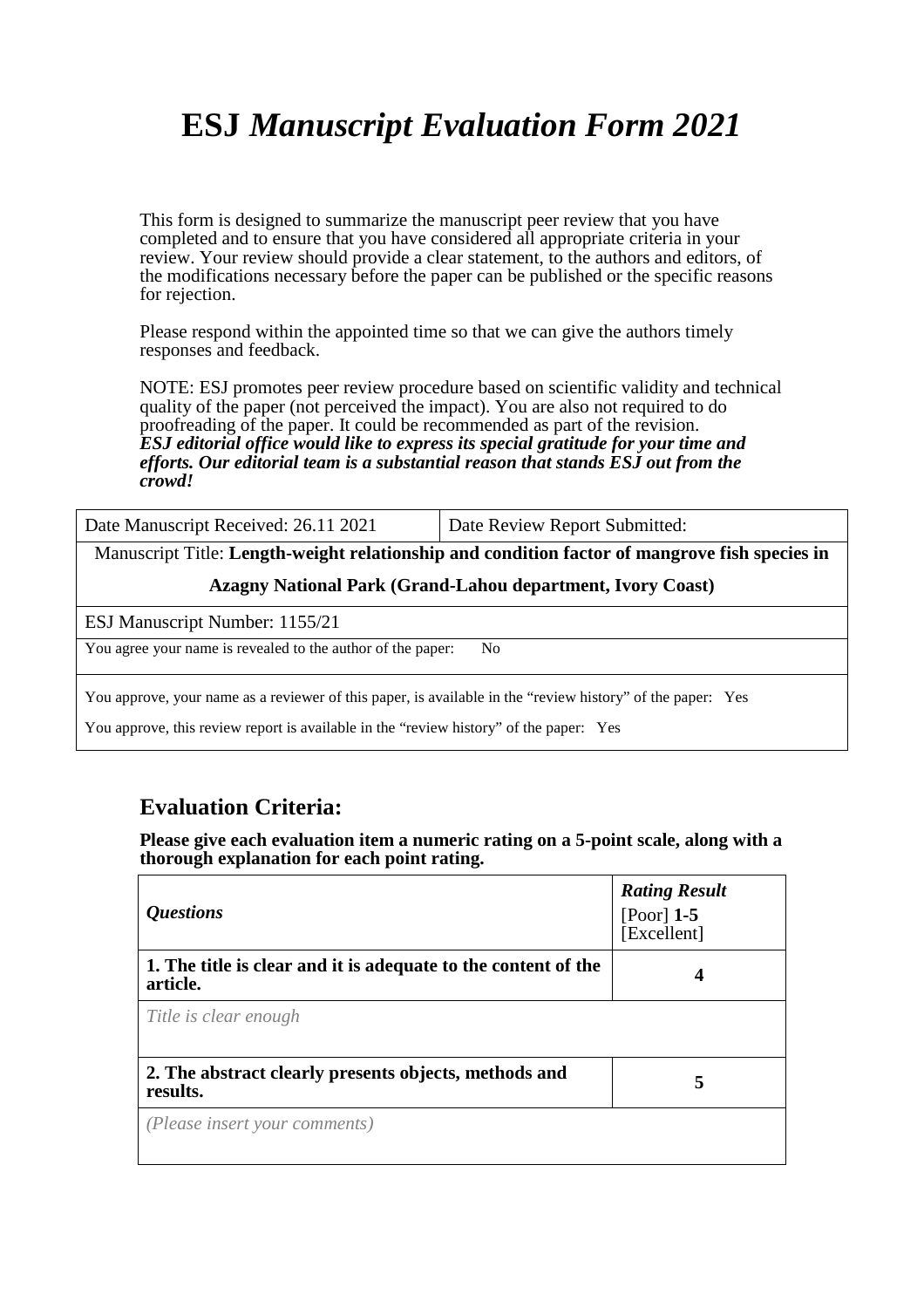# ESJ *Manuscript Evaluation Form 2021*

This form is designed to summarize the manuscript peer review that you have completed and to ensure that you have considered all appropriate criteria in your review. Your review should provide a clear statement, to the authors and editors, of the modifications necessary before the paper can be published or the specific reasons for rejection.

Please respond within the appointed time so that we can give the authors timely responses and feedback.

NOTE: ESJ promotes peer review procedure based on scientific validity and technical quality of the paper (not perceived the impact). You are also not required to do proofreading of the paper. It could be recommended as part of the revision.
***ESJ editorial office would like to express its special gratitude for your time and efforts. Our editorial team is a substantial reason that stands ESJ out from the crowd!***

| Date Manuscript Received: 26.11 2021 | Date Review Report Submitted: |
|---|---|
| Manuscript Title: **Length-weight relationship and condition factor of mangrove fish species in Azagny National Park (Grand-Lahou department, Ivory Coast)** | |
| ESJ Manuscript Number: 1155/21 | |
| You agree your name is revealed to the author of the paper: No | |
| You approve, your name as a reviewer of this paper, is available in the "review history" of the paper: Yes<br>You approve, this review report is available in the "review history" of the paper: Yes | |

## Evaluation Criteria:

**Please give each evaluation item a numeric rating on a 5-point scale, along with a thorough explanation for each point rating.**

| ***Questions*** | ***Rating Result*** [Poor] **1-5** [Excellent] |
|---|---|
| **1. The title is clear and it is adequate to the content of the article.** | **4** |
| *Title is clear enough* | |
| **2. The abstract clearly presents objects, methods and results.** | **5** |
| *(Please insert your comments)* | |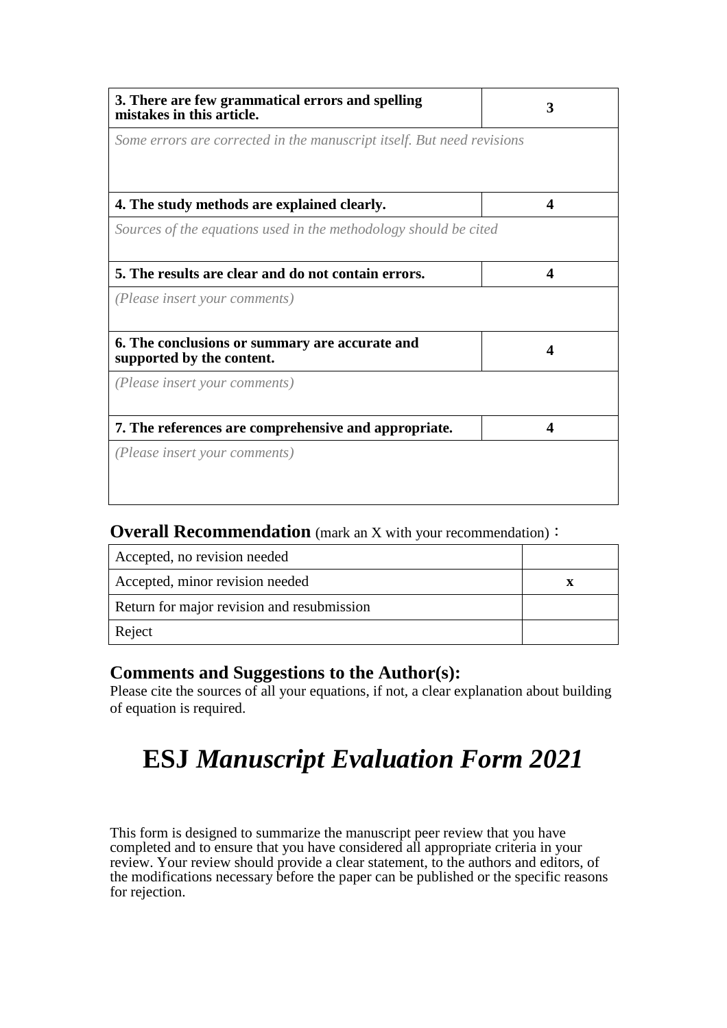| 3. There are few grammatical errors and spelling mistakes in this article. | 3 |
|---|---|
| *Some errors are corrected in the manuscript itself. But need revisions* | |
| **4. The study methods are explained clearly.** | **4** |
| *Sources of the equations used in the methodology should be cited* | |
| **5. The results are clear and do not contain errors.** | **4** |
| *(Please insert your comments)* | |
| **6. The conclusions or summary are accurate and supported by the content.** | **4** |
| *(Please insert your comments)* | |
| **7. The references are comprehensive and appropriate.** | **4** |
| *(Please insert your comments)* | |

## Overall Recommendation (mark an X with your recommendation)：

| Accepted, no revision needed | |
|---|---|
| Accepted, minor revision needed | x |
| Return for major revision and resubmission | |
| Reject | |

## Comments and Suggestions to the Author(s):

Please cite the sources of all your equations, if not, a clear explanation about building of equation is required.

# ESJ *Manuscript Evaluation Form 2021*

This form is designed to summarize the manuscript peer review that you have completed and to ensure that you have considered all appropriate criteria in your review. Your review should provide a clear statement, to the authors and editors, of the modifications necessary before the paper can be published or the specific reasons for rejection.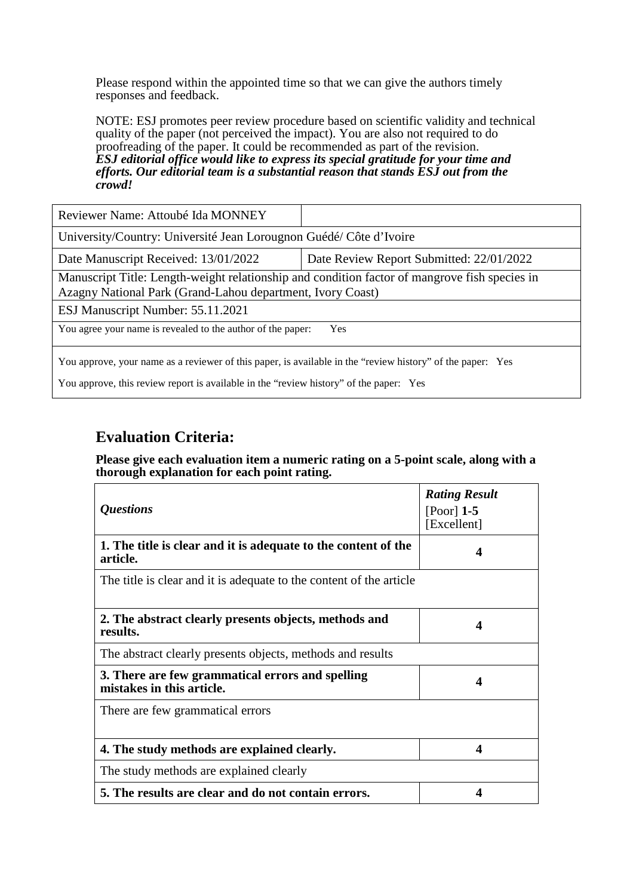Please respond within the appointed time so that we can give the authors timely responses and feedback.

NOTE: ESJ promotes peer review procedure based on scientific validity and technical quality of the paper (not perceived the impact). You are also not required to do proofreading of the paper. It could be recommended as part of the revision.
***ESJ editorial office would like to express its special gratitude for your time and efforts. Our editorial team is a substantial reason that stands ESJ out from the crowd!***

| Reviewer Name: Attoubé Ida MONNEY | |
|---|---|
| University/Country: Université Jean Lorougnon Guédé/ Côte d'Ivoire | |
| Date Manuscript Received: 13/01/2022 | Date Review Report Submitted: 22/01/2022 |
| Manuscript Title: Length-weight relationship and condition factor of mangrove fish species in Azagny National Park (Grand-Lahou department, Ivory Coast) | |
| ESJ Manuscript Number: 55.11.2021 | |
| You agree your name is revealed to the author of the paper: Yes | |
| You approve, your name as a reviewer of this paper, is available in the "review history" of the paper: Yes<br>You approve, this review report is available in the "review history" of the paper: Yes | |

## Evaluation Criteria:

**Please give each evaluation item a numeric rating on a 5-point scale, along with a thorough explanation for each point rating.**

| *Questions* | ***Rating Result*** [Poor] **1-5** [Excellent] |
|---|---|
| **1. The title is clear and it is adequate to the content of the article.** | **4** |
| The title is clear and it is adequate to the content of the article | |
| **2. The abstract clearly presents objects, methods and results.** | **4** |
| The abstract clearly presents objects, methods and results | |
| **3. There are few grammatical errors and spelling mistakes in this article.** | **4** |
| There are few grammatical errors | |
| **4. The study methods are explained clearly.** | **4** |
| The study methods are explained clearly | |
| **5. The results are clear and do not contain errors.** | **4** |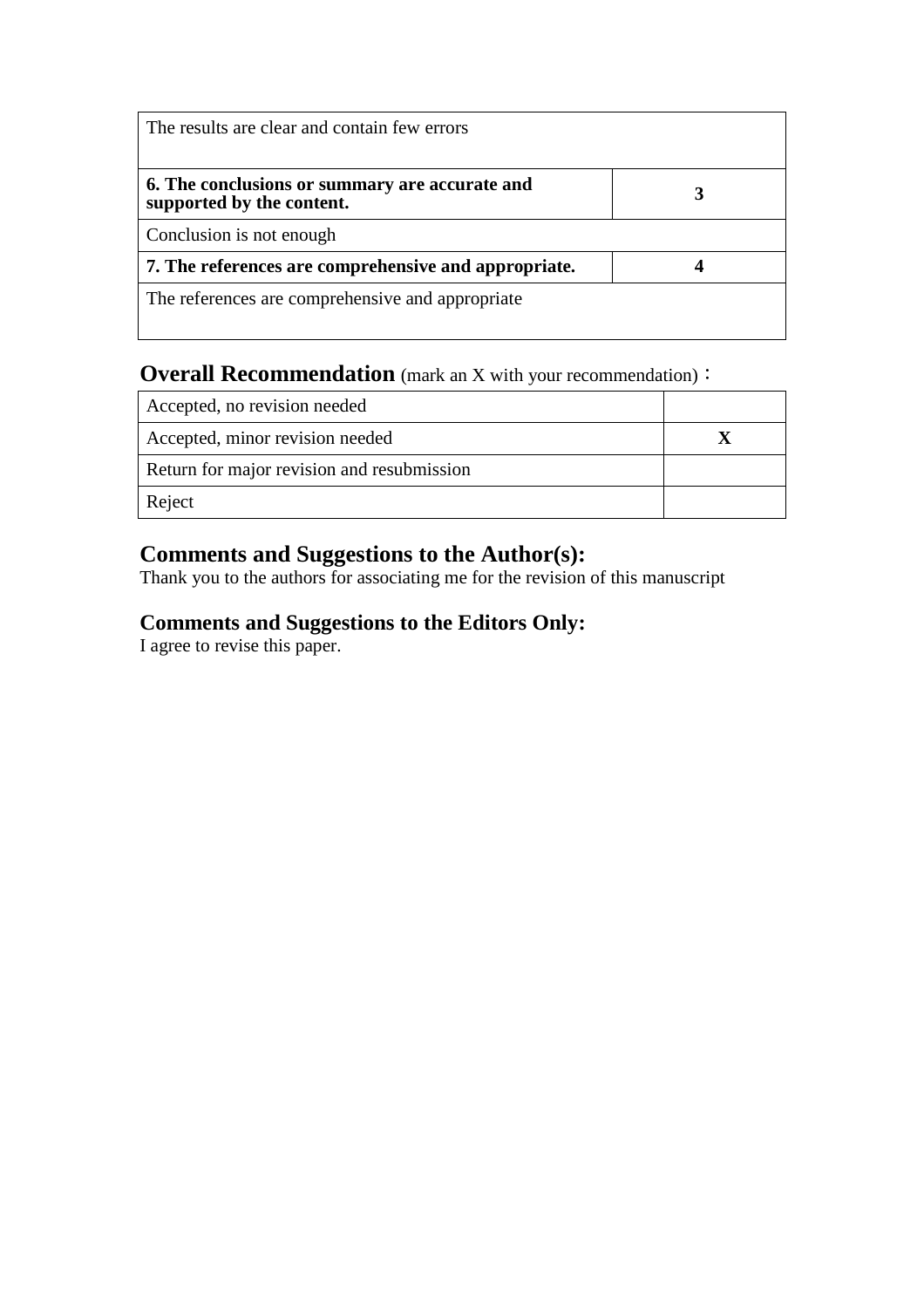| | |
|---|---|
| The results are clear and contain few errors | |
| **6. The conclusions or summary are accurate and supported by the content.** | **3** |
| Conclusion is not enough | |
| **7. The references are comprehensive and appropriate.** | **4** |
| The references are comprehensive and appropriate | |

## **Overall Recommendation** (mark an X with your recommendation)：

| | |
|---|---|
| Accepted, no revision needed | |
| Accepted, minor revision needed | **X** |
| Return for major revision and resubmission | |
| Reject | |

## Comments and Suggestions to the Author(s):

Thank you to the authors for associating me for the revision of this manuscript

## Comments and Suggestions to the Editors Only:

I agree to revise this paper.